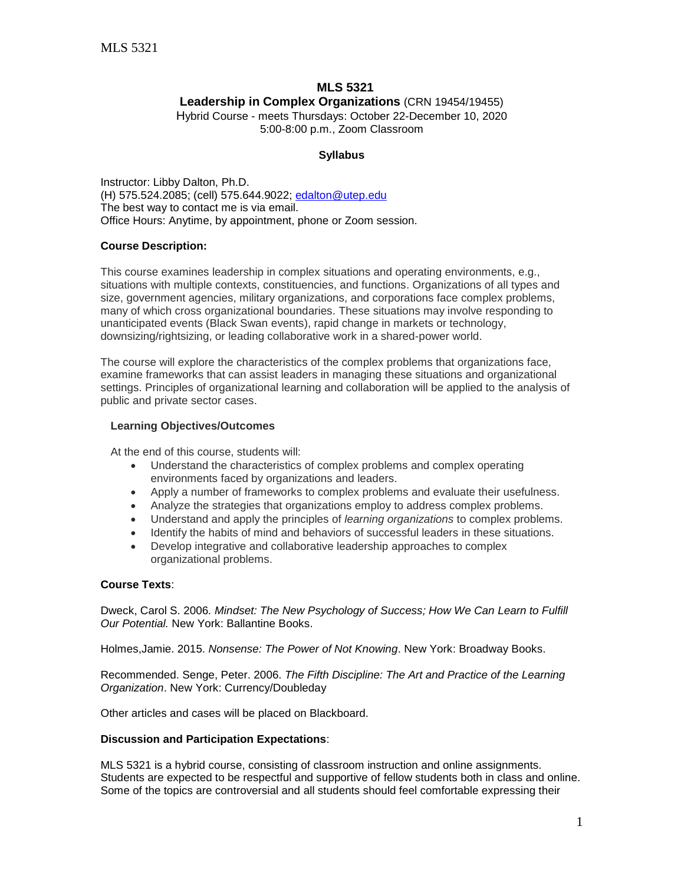# MLS 5321

## Leadership in Complex Organizations (CRN 19454/19455)

Hybrid Course - meets Thursdays: October 22-December 10, 2020
5:00-8:00 p.m., Zoom Classroom

### Syllabus

Instructor: Libby Dalton, Ph.D.
(H) 575.524.2085; (cell) 575.644.9022; edalton@utep.edu
The best way to contact me is via email.
Office Hours: Anytime, by appointment, phone or Zoom session.

**Course Description:**

This course examines leadership in complex situations and operating environments, e.g., situations with multiple contexts, constituencies, and functions. Organizations of all types and size, government agencies, military organizations, and corporations face complex problems, many of which cross organizational boundaries. These situations may involve responding to unanticipated events (Black Swan events), rapid change in markets or technology, downsizing/rightsizing, or leading collaborative work in a shared-power world.

The course will explore the characteristics of the complex problems that organizations face, examine frameworks that can assist leaders in managing these situations and organizational settings. Principles of organizational learning and collaboration will be applied to the analysis of public and private sector cases.

**Learning Objectives/Outcomes**

At the end of this course, students will:

- Understand the characteristics of complex problems and complex operating environments faced by organizations and leaders.
- Apply a number of frameworks to complex problems and evaluate their usefulness.
- Analyze the strategies that organizations employ to address complex problems.
- Understand and apply the principles of *learning organizations* to complex problems.
- Identify the habits of mind and behaviors of successful leaders in these situations.
- Develop integrative and collaborative leadership approaches to complex organizational problems.

**Course Texts**:

Dweck, Carol S. 2006*. Mindset: The New Psychology of Success; How We Can Learn to Fulfill Our Potential.* New York: Ballantine Books.

Holmes,Jamie. 2015. *Nonsense: The Power of Not Knowing*. New York: Broadway Books.

Recommended. Senge, Peter. 2006. *The Fifth Discipline: The Art and Practice of the Learning Organization*. New York: Currency/Doubleday

Other articles and cases will be placed on Blackboard.

**Discussion and Participation Expectations**:

MLS 5321 is a hybrid course, consisting of classroom instruction and online assignments. Students are expected to be respectful and supportive of fellow students both in class and online. Some of the topics are controversial and all students should feel comfortable expressing their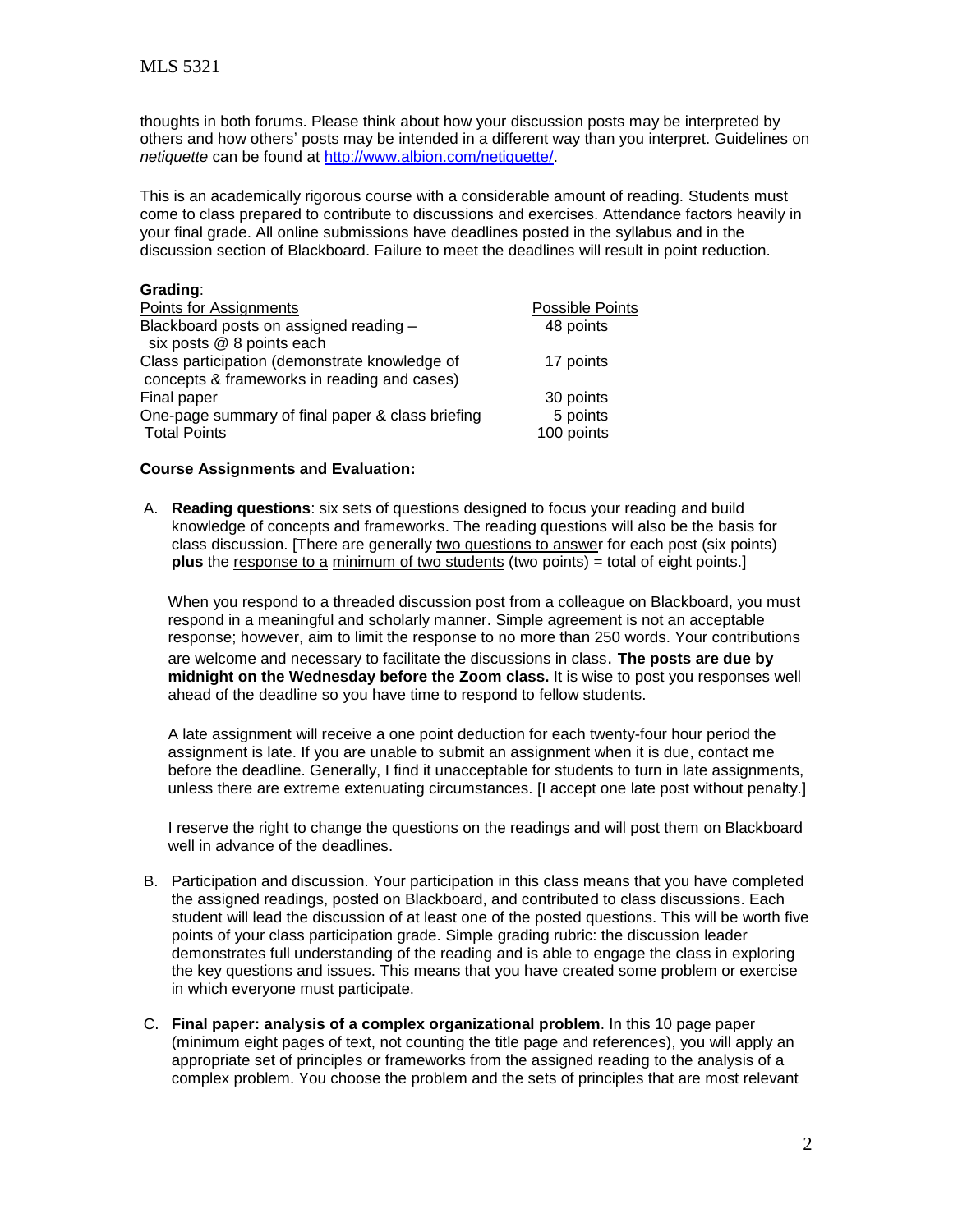thoughts in both forums. Please think about how your discussion posts may be interpreted by others and how others' posts may be intended in a different way than you interpret. Guidelines on *netiquette* can be found at [http://www.albion.com/netiquette/](http://www.albion.com/netiquette/).

This is an academically rigorous course with a considerable amount of reading. Students must come to class prepared to contribute to discussions and exercises. Attendance factors heavily in your final grade. All online submissions have deadlines posted in the syllabus and in the discussion section of Blackboard. Failure to meet the deadlines will result in point reduction.

**Grading**:

| Points for Assignments | Possible Points |
|---|---|
| Blackboard posts on assigned reading – six posts @ 8 points each | 48 points |
| Class participation (demonstrate knowledge of concepts & frameworks in reading and cases) | 17 points |
| Final paper | 30 points |
| One-page summary of final paper & class briefing | 5 points |
| Total Points | 100 points |

**Course Assignments and Evaluation:**

A. **Reading questions**: six sets of questions designed to focus your reading and build knowledge of concepts and frameworks. The reading questions will also be the basis for class discussion. [There are generally <u>two questions to answer</u> for each post (six points) **plus** the <u>response to a</u> <u>minimum of two students</u> (two points) = total of eight points.]

   When you respond to a threaded discussion post from a colleague on Blackboard, you must respond in a meaningful and scholarly manner. Simple agreement is not an acceptable response; however, aim to limit the response to no more than 250 words. Your contributions are welcome and necessary to facilitate the discussions in class. **The posts are due by midnight on the Wednesday before the Zoom class.** It is wise to post you responses well ahead of the deadline so you have time to respond to fellow students.

   A late assignment will receive a one point deduction for each twenty-four hour period the assignment is late. If you are unable to submit an assignment when it is due, contact me before the deadline. Generally, I find it unacceptable for students to turn in late assignments, unless there are extreme extenuating circumstances. [I accept one late post without penalty.]

   I reserve the right to change the questions on the readings and will post them on Blackboard well in advance of the deadlines.

B. Participation and discussion. Your participation in this class means that you have completed the assigned readings, posted on Blackboard, and contributed to class discussions. Each student will lead the discussion of at least one of the posted questions. This will be worth five points of your class participation grade. Simple grading rubric: the discussion leader demonstrates full understanding of the reading and is able to engage the class in exploring the key questions and issues. This means that you have created some problem or exercise in which everyone must participate.

C. **Final paper: analysis of a complex organizational problem**. In this 10 page paper (minimum eight pages of text, not counting the title page and references), you will apply an appropriate set of principles or frameworks from the assigned reading to the analysis of a complex problem. You choose the problem and the sets of principles that are most relevant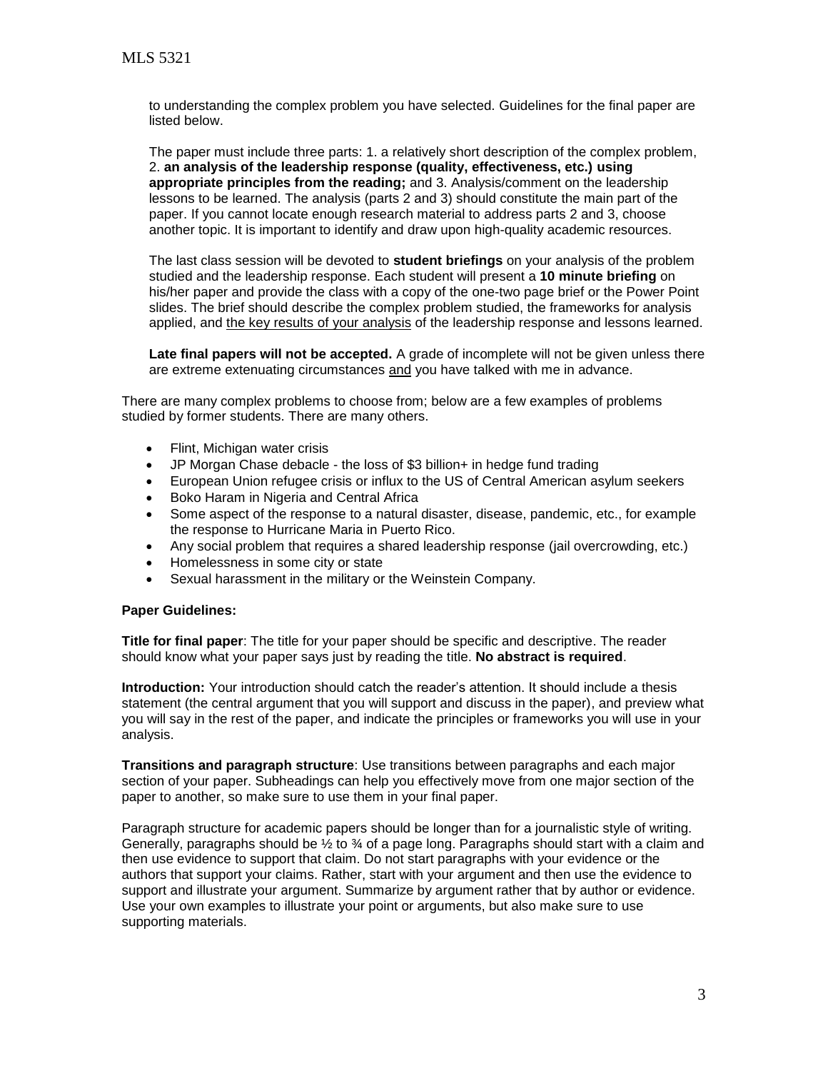to understanding the complex problem you have selected. Guidelines for the final paper are listed below.

The paper must include three parts: 1. a relatively short description of the complex problem, 2. **an analysis of the leadership response (quality, effectiveness, etc.) using appropriate principles from the reading;** and 3. Analysis/comment on the leadership lessons to be learned. The analysis (parts 2 and 3) should constitute the main part of the paper. If you cannot locate enough research material to address parts 2 and 3, choose another topic. It is important to identify and draw upon high-quality academic resources.

The last class session will be devoted to **student briefings** on your analysis of the problem studied and the leadership response. Each student will present a **10 minute briefing** on his/her paper and provide the class with a copy of the one-two page brief or the Power Point slides. The brief should describe the complex problem studied, the frameworks for analysis applied, and <u>the key results of your analysis</u> of the leadership response and lessons learned.

**Late final papers will not be accepted.** A grade of incomplete will not be given unless there are extreme extenuating circumstances <u>and</u> you have talked with me in advance.

There are many complex problems to choose from; below are a few examples of problems studied by former students. There are many others.

- Flint, Michigan water crisis
- JP Morgan Chase debacle - the loss of $3 billion+ in hedge fund trading
- European Union refugee crisis or influx to the US of Central American asylum seekers
- Boko Haram in Nigeria and Central Africa
- Some aspect of the response to a natural disaster, disease, pandemic, etc., for example the response to Hurricane Maria in Puerto Rico.
- Any social problem that requires a shared leadership response (jail overcrowding, etc.)
- Homelessness in some city or state
- Sexual harassment in the military or the Weinstein Company.

**Paper Guidelines:**

**Title for final paper**: The title for your paper should be specific and descriptive. The reader should know what your paper says just by reading the title. **No abstract is required**.

**Introduction:** Your introduction should catch the reader's attention. It should include a thesis statement (the central argument that you will support and discuss in the paper), and preview what you will say in the rest of the paper, and indicate the principles or frameworks you will use in your analysis.

**Transitions and paragraph structure**: Use transitions between paragraphs and each major section of your paper. Subheadings can help you effectively move from one major section of the paper to another, so make sure to use them in your final paper.

Paragraph structure for academic papers should be longer than for a journalistic style of writing. Generally, paragraphs should be ½ to ¾ of a page long. Paragraphs should start with a claim and then use evidence to support that claim. Do not start paragraphs with your evidence or the authors that support your claims. Rather, start with your argument and then use the evidence to support and illustrate your argument. Summarize by argument rather that by author or evidence. Use your own examples to illustrate your point or arguments, but also make sure to use supporting materials.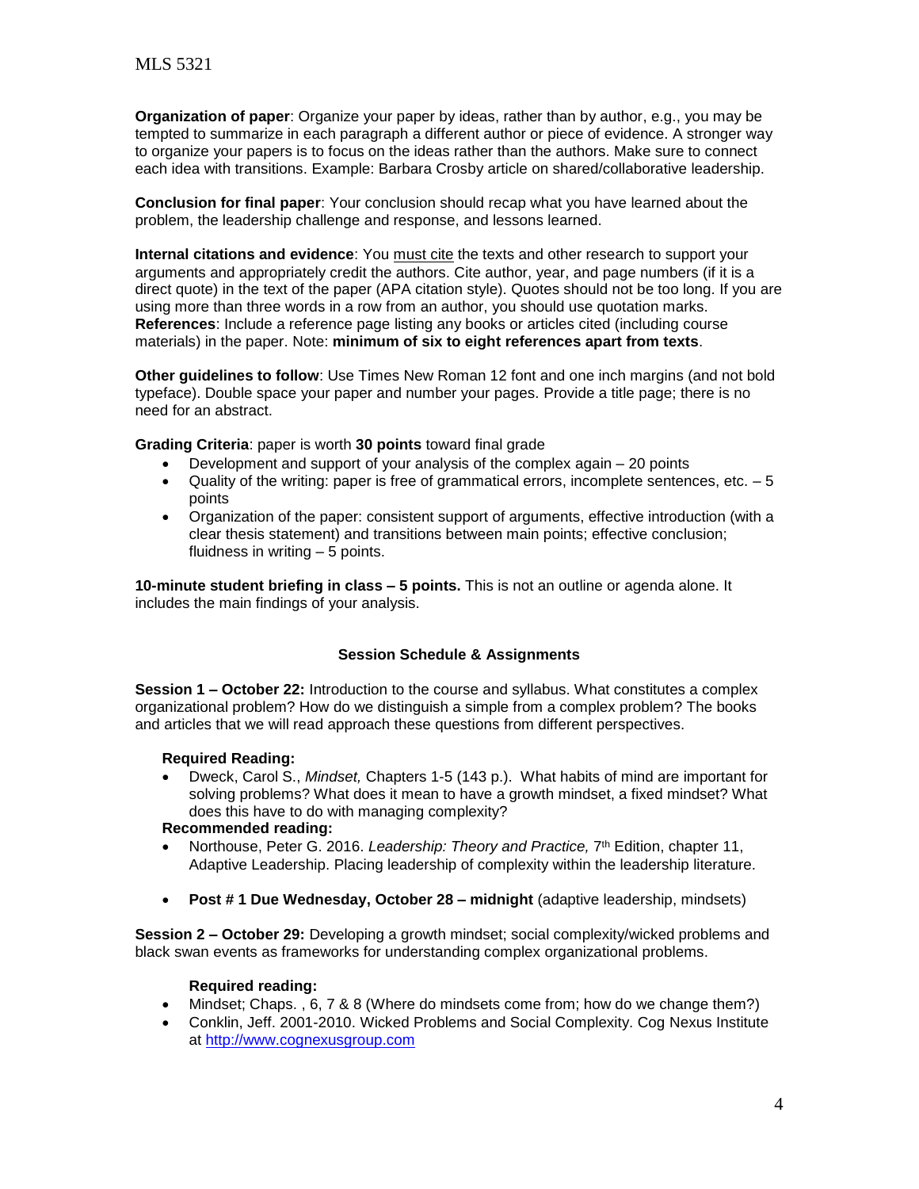**Organization of paper**: Organize your paper by ideas, rather than by author, e.g., you may be tempted to summarize in each paragraph a different author or piece of evidence. A stronger way to organize your papers is to focus on the ideas rather than the authors. Make sure to connect each idea with transitions. Example: Barbara Crosby article on shared/collaborative leadership.

**Conclusion for final paper**: Your conclusion should recap what you have learned about the problem, the leadership challenge and response, and lessons learned.

**Internal citations and evidence**: You must cite the texts and other research to support your arguments and appropriately credit the authors. Cite author, year, and page numbers (if it is a direct quote) in the text of the paper (APA citation style). Quotes should not be too long. If you are using more than three words in a row from an author, you should use quotation marks.
**References**: Include a reference page listing any books or articles cited (including course materials) in the paper. Note: **minimum of six to eight references apart from texts**.

**Other guidelines to follow**: Use Times New Roman 12 font and one inch margins (and not bold typeface). Double space your paper and number your pages. Provide a title page; there is no need for an abstract.

**Grading Criteria**: paper is worth **30 points** toward final grade

- Development and support of your analysis of the complex again – 20 points
- Quality of the writing: paper is free of grammatical errors, incomplete sentences, etc. – 5 points
- Organization of the paper: consistent support of arguments, effective introduction (with a clear thesis statement) and transitions between main points; effective conclusion; fluidness in writing – 5 points.

**10-minute student briefing in class – 5 points.** This is not an outline or agenda alone. It includes the main findings of your analysis.

## Session Schedule & Assignments

**Session 1 – October 22:** Introduction to the course and syllabus. What constitutes a complex organizational problem? How do we distinguish a simple from a complex problem? The books and articles that we will read approach these questions from different perspectives.

**Required Reading:**

- Dweck, Carol S., *Mindset,* Chapters 1-5 (143 p.). What habits of mind are important for solving problems? What does it mean to have a growth mindset, a fixed mindset? What does this have to do with managing complexity?

**Recommended reading:**

- Northouse, Peter G. 2016. *Leadership: Theory and Practice,* 7th Edition, chapter 11, Adaptive Leadership. Placing leadership of complexity within the leadership literature.

- **Post # 1 Due Wednesday, October 28 – midnight** (adaptive leadership, mindsets)

**Session 2 – October 29:** Developing a growth mindset; social complexity/wicked problems and black swan events as frameworks for understanding complex organizational problems.

**Required reading:**

- Mindset; Chaps. , 6, 7 & 8 (Where do mindsets come from; how do we change them?)
- Conklin, Jeff. 2001-2010. Wicked Problems and Social Complexity. Cog Nexus Institute at http://www.cognexusgroup.com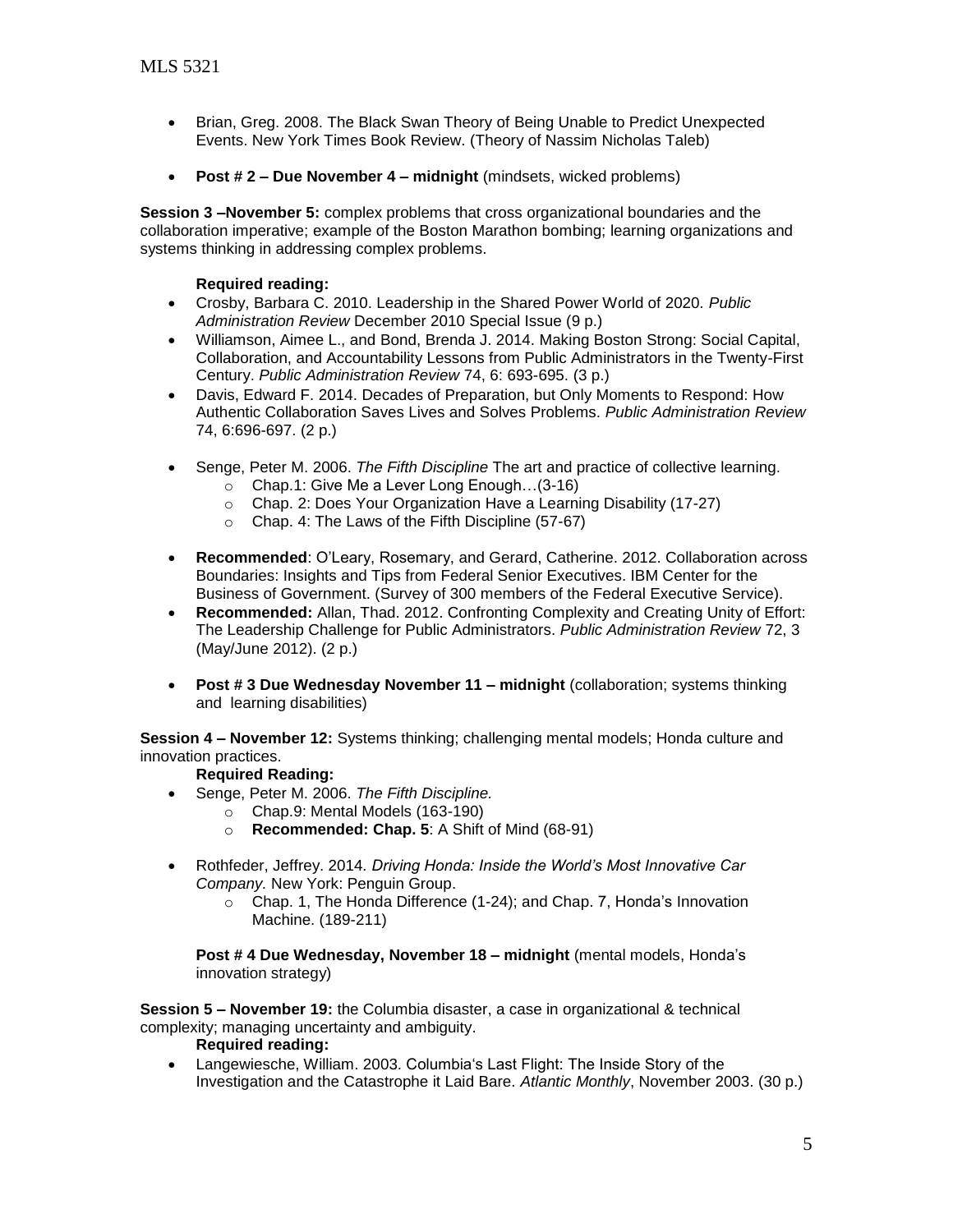- Brian, Greg. 2008. The Black Swan Theory of Being Unable to Predict Unexpected Events. New York Times Book Review. (Theory of Nassim Nicholas Taleb)

- **Post # 2 – Due November 4 – midnight** (mindsets, wicked problems)

**Session 3 –November 5:** complex problems that cross organizational boundaries and the collaboration imperative; example of the Boston Marathon bombing; learning organizations and systems thinking in addressing complex problems.

**Required reading:**

- Crosby, Barbara C. 2010. Leadership in the Shared Power World of 2020. *Public Administration Review* December 2010 Special Issue (9 p.)
- Williamson, Aimee L., and Bond, Brenda J. 2014. Making Boston Strong: Social Capital, Collaboration, and Accountability Lessons from Public Administrators in the Twenty-First Century. *Public Administration Review* 74, 6: 693-695. (3 p.)
- Davis, Edward F. 2014. Decades of Preparation, but Only Moments to Respond: How Authentic Collaboration Saves Lives and Solves Problems. *Public Administration Review* 74, 6:696-697. (2 p.)

- Senge, Peter M. 2006. *The Fifth Discipline* The art and practice of collective learning.
  - Chap.1: Give Me a Lever Long Enough…(3-16)
  - Chap. 2: Does Your Organization Have a Learning Disability (17-27)
  - Chap. 4: The Laws of the Fifth Discipline (57-67)

- **Recommended**: O'Leary, Rosemary, and Gerard, Catherine. 2012. Collaboration across Boundaries: Insights and Tips from Federal Senior Executives. IBM Center for the Business of Government. (Survey of 300 members of the Federal Executive Service).
- **Recommended:** Allan, Thad. 2012. Confronting Complexity and Creating Unity of Effort: The Leadership Challenge for Public Administrators. *Public Administration Review* 72, 3 (May/June 2012). (2 p.)

- **Post # 3 Due Wednesday November 11 – midnight** (collaboration; systems thinking and learning disabilities)

**Session 4 – November 12:** Systems thinking; challenging mental models; Honda culture and innovation practices.

**Required Reading:**

- Senge, Peter M. 2006. *The Fifth Discipline.*
  - Chap.9: Mental Models (163-190)
  - **Recommended: Chap. 5**: A Shift of Mind (68-91)

- Rothfeder, Jeffrey. 2014. *Driving Honda: Inside the World's Most Innovative Car Company.* New York: Penguin Group.
  - Chap. 1, The Honda Difference (1-24); and Chap. 7, Honda's Innovation Machine. (189-211)

**Post # 4 Due Wednesday, November 18 – midnight** (mental models, Honda's innovation strategy)

**Session 5 – November 19:** the Columbia disaster, a case in organizational & technical complexity; managing uncertainty and ambiguity.

**Required reading:**

- Langewiesche, William. 2003. Columbia's Last Flight: The Inside Story of the Investigation and the Catastrophe it Laid Bare. *Atlantic Monthly*, November 2003. (30 p.)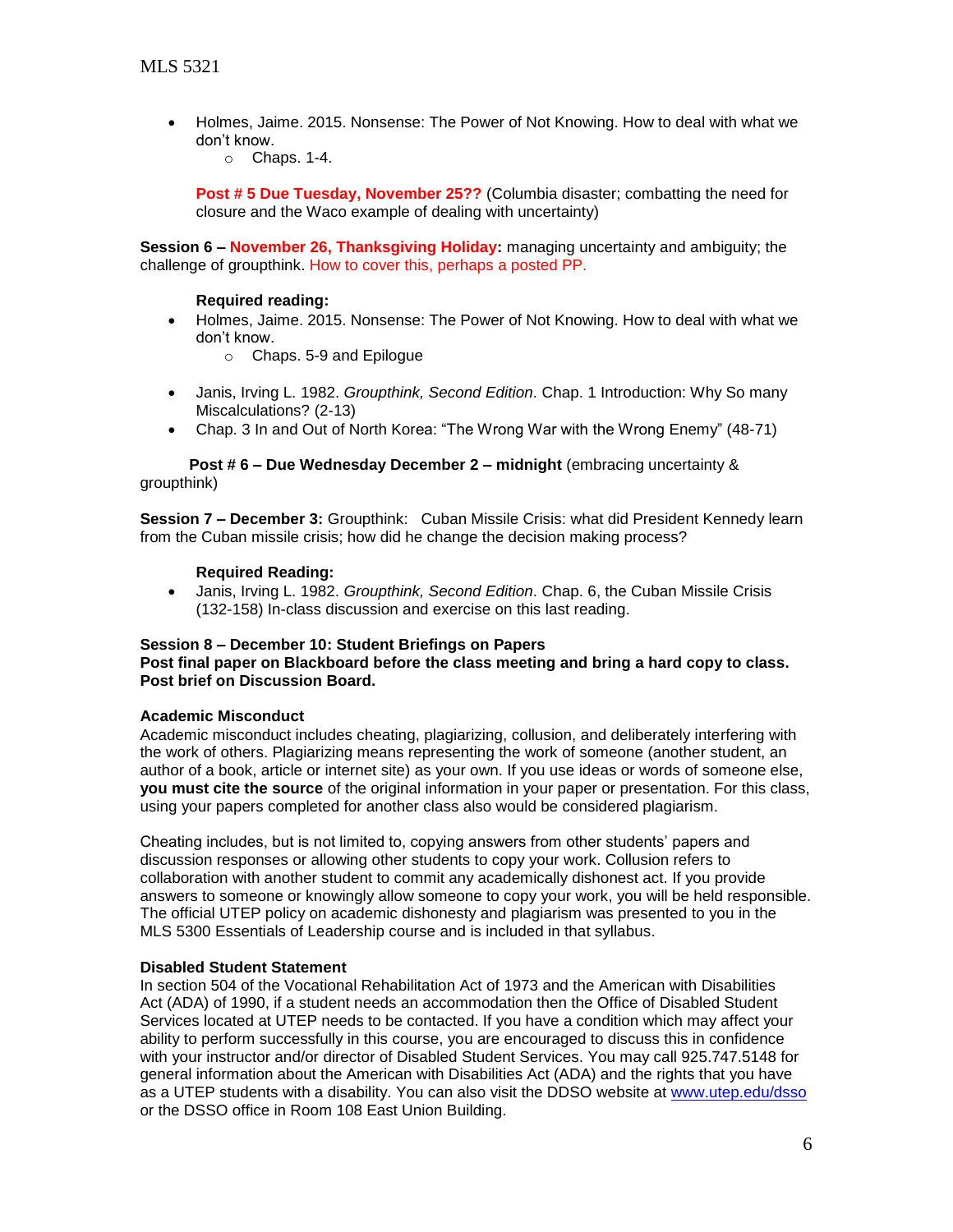- Holmes, Jaime. 2015. Nonsense: The Power of Not Knowing. How to deal with what we don't know.
  - Chaps. 1-4.

  **Post # 5 Due Tuesday, November 25??** (Columbia disaster; combatting the need for closure and the Waco example of dealing with uncertainty)

**Session 6 – November 26, Thanksgiving Holiday:** managing uncertainty and ambiguity; the challenge of groupthink. How to cover this, perhaps a posted PP.

**Required reading:**

- Holmes, Jaime. 2015. Nonsense: The Power of Not Knowing. How to deal with what we don't know.
  - Chaps. 5-9 and Epilogue
- Janis, Irving L. 1982. *Groupthink, Second Edition*. Chap. 1 Introduction: Why So many Miscalculations? (2-13)
- Chap. 3 In and Out of North Korea: "The Wrong War with the Wrong Enemy" (48-71)

**Post # 6 – Due Wednesday December 2 – midnight** (embracing uncertainty & groupthink)

**Session 7 – December 3:** Groupthink: Cuban Missile Crisis: what did President Kennedy learn from the Cuban missile crisis; how did he change the decision making process?

**Required Reading:**

- Janis, Irving L. 1982. *Groupthink, Second Edition*. Chap. 6, the Cuban Missile Crisis (132-158) In-class discussion and exercise on this last reading.

**Session 8 – December 10: Student Briefings on Papers**
**Post final paper on Blackboard before the class meeting and bring a hard copy to class. Post brief on Discussion Board.**

**Academic Misconduct**

Academic misconduct includes cheating, plagiarizing, collusion, and deliberately interfering with the work of others. Plagiarizing means representing the work of someone (another student, an author of a book, article or internet site) as your own. If you use ideas or words of someone else, **you must cite the source** of the original information in your paper or presentation. For this class, using your papers completed for another class also would be considered plagiarism.

Cheating includes, but is not limited to, copying answers from other students' papers and discussion responses or allowing other students to copy your work. Collusion refers to collaboration with another student to commit any academically dishonest act. If you provide answers to someone or knowingly allow someone to copy your work, you will be held responsible. The official UTEP policy on academic dishonesty and plagiarism was presented to you in the MLS 5300 Essentials of Leadership course and is included in that syllabus.

**Disabled Student Statement**

In section 504 of the Vocational Rehabilitation Act of 1973 and the American with Disabilities Act (ADA) of 1990, if a student needs an accommodation then the Office of Disabled Student Services located at UTEP needs to be contacted. If you have a condition which may affect your ability to perform successfully in this course, you are encouraged to discuss this in confidence with your instructor and/or director of Disabled Student Services. You may call 925.747.5148 for general information about the American with Disabilities Act (ADA) and the rights that you have as a UTEP students with a disability. You can also visit the DDSO website at www.utep.edu/dsso or the DSSO office in Room 108 East Union Building.